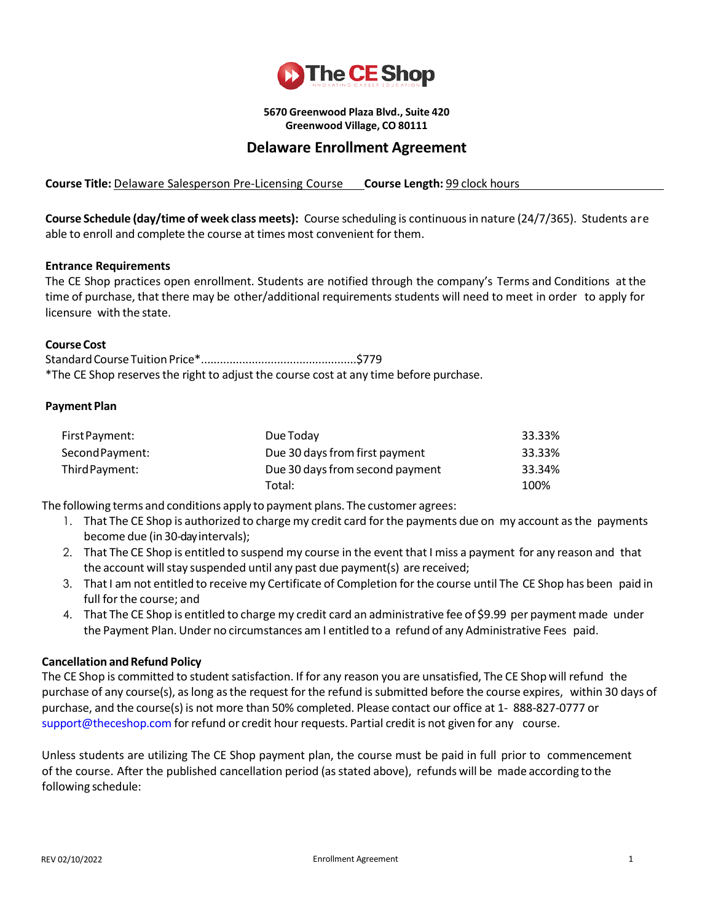# The CE Shop

**5670 Greenwood Plaza Blvd., Suite 420**
**Greenwood Village, CO 80111**

## Delaware Enrollment Agreement

**Course Title:** Delaware Salesperson Pre-Licensing Course **Course Length:** 99 clock hours

**Course Schedule (day/time of week class meets):** Course scheduling is continuous in nature (24/7/365). Students are able to enroll and complete the course at times most convenient for them.

**Entrance Requirements**
The CE Shop practices open enrollment. Students are notified through the company's Terms and Conditions at the time of purchase, that there may be other/additional requirements students will need to meet in order to apply for licensure with the state.

**Course Cost**
Standard Course Tuition Price*................................................$779
*The CE Shop reserves the right to adjust the course cost at any time before purchase.

**Payment Plan**

| | | |
|---|---|---|
| First Payment: | Due Today | 33.33% |
| Second Payment: | Due 30 days from first payment | 33.33% |
| Third Payment: | Due 30 days from second payment | 33.34% |
| | Total: | 100% |

The following terms and conditions apply to payment plans. The customer agrees:

1. That The CE Shop is authorized to charge my credit card for the payments due on my account as the payments become due (in 30-day intervals);
2. That The CE Shop is entitled to suspend my course in the event that I miss a payment for any reason and that the account will stay suspended until any past due payment(s) are received;
3. That I am not entitled to receive my Certificate of Completion for the course until The CE Shop has been paid in full for the course; and
4. That The CE Shop is entitled to charge my credit card an administrative fee of $9.99 per payment made under the Payment Plan. Under no circumstances am I entitled to a refund of any Administrative Fees paid.

**Cancellation and Refund Policy**
The CE Shop is committed to student satisfaction. If for any reason you are unsatisfied, The CE Shop will refund the purchase of any course(s), as long as the request for the refund is submitted before the course expires, within 30 days of purchase, and the course(s) is not more than 50% completed. Please contact our office at 1- 888-827-0777 or support@theceshop.com for refund or credit hour requests. Partial credit is not given for any course.

Unless students are utilizing The CE Shop payment plan, the course must be paid in full prior to commencement of the course. After the published cancellation period (as stated above), refunds will be made according to the following schedule: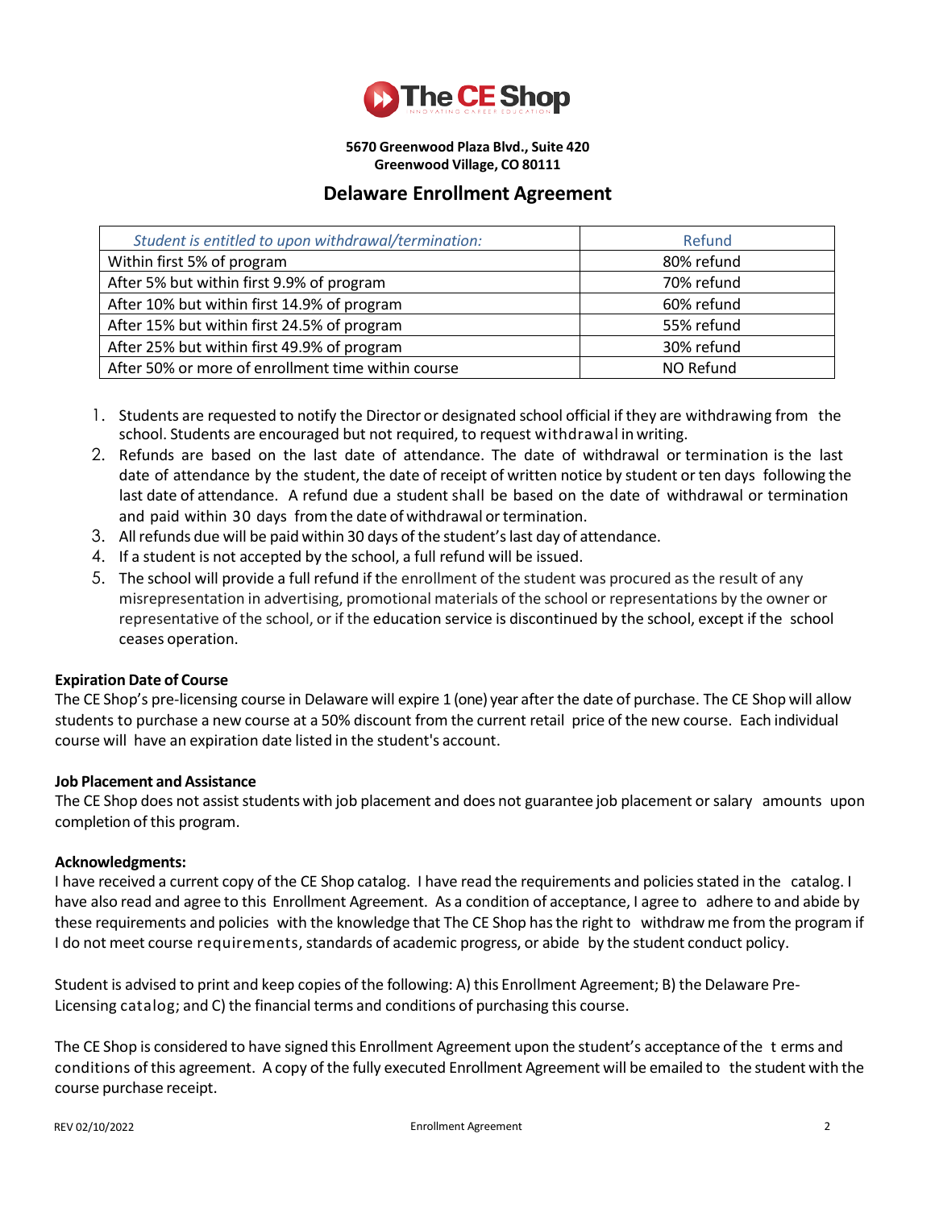# The CE Shop

**5670 Greenwood Plaza Blvd., Suite 420**
**Greenwood Village, CO 80111**

## Delaware Enrollment Agreement

| *Student is entitled to upon withdrawal/termination:* | Refund |
|---|---|
| Within first 5% of program | 80% refund |
| After 5% but within first 9.9% of program | 70% refund |
| After 10% but within first 14.9% of program | 60% refund |
| After 15% but within first 24.5% of program | 55% refund |
| After 25% but within first 49.9% of program | 30% refund |
| After 50% or more of enrollment time within course | NO Refund |

1. Students are requested to notify the Director or designated school official if they are withdrawing from the school. Students are encouraged but not required, to request withdrawal in writing.
2. Refunds are based on the last date of attendance. The date of withdrawal or termination is the last date of attendance by the student, the date of receipt of written notice by student or ten days following the last date of attendance. A refund due a student shall be based on the date of withdrawal or termination and paid within 30 days from the date of withdrawal or termination.
3. All refunds due will be paid within 30 days of the student's last day of attendance.
4. If a student is not accepted by the school, a full refund will be issued.
5. The school will provide a full refund if the enrollment of the student was procured as the result of any misrepresentation in advertising, promotional materials of the school or representations by the owner or representative of the school, or if the education service is discontinued by the school, except if the school ceases operation.

**Expiration Date of Course**

The CE Shop's pre-licensing course in Delaware will expire 1 (one) year after the date of purchase. The CE Shop will allow students to purchase a new course at a 50% discount from the current retail price of the new course. Each individual course will have an expiration date listed in the student's account.

**Job Placement and Assistance**

The CE Shop does not assist students with job placement and does not guarantee job placement or salary amounts upon completion of this program.

**Acknowledgments:**

I have received a current copy of the CE Shop catalog. I have read the requirements and policies stated in the catalog. I have also read and agree to this Enrollment Agreement. As a condition of acceptance, I agree to adhere to and abide by these requirements and policies with the knowledge that The CE Shop has the right to withdraw me from the program if I do not meet course requirements, standards of academic progress, or abide by the student conduct policy.

Student is advised to print and keep copies of the following: A) this Enrollment Agreement; B) the Delaware Pre-Licensing catalog; and C) the financial terms and conditions of purchasing this course.

The CE Shop is considered to have signed this Enrollment Agreement upon the student's acceptance of the t erms and conditions of this agreement. A copy of the fully executed Enrollment Agreement will be emailed to the student with the course purchase receipt.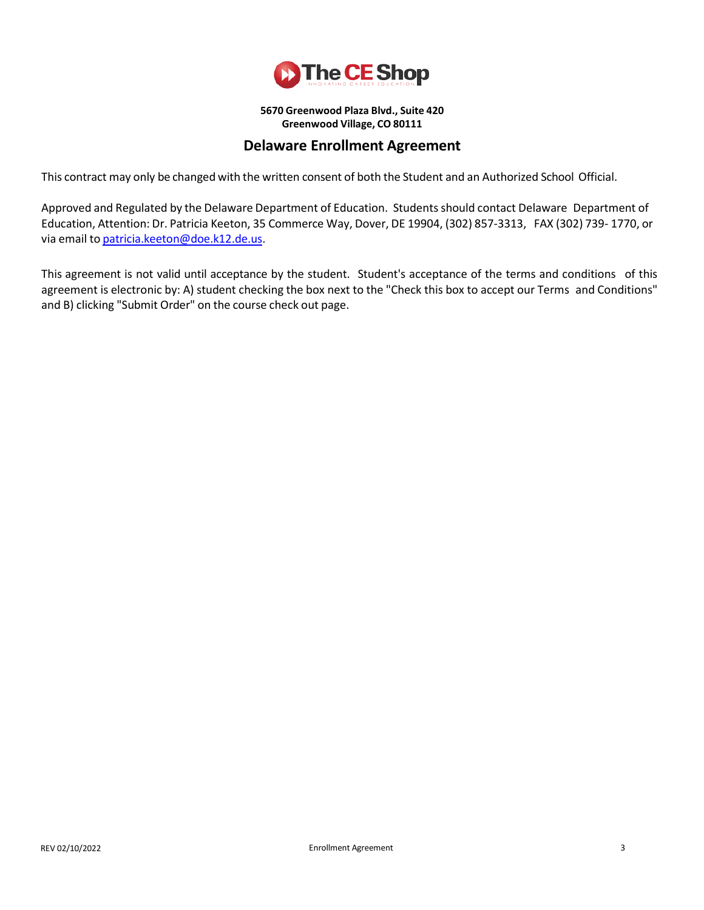**5670 Greenwood Plaza Blvd., Suite 420**
**Greenwood Village, CO 80111**

## Delaware Enrollment Agreement

This contract may only be changed with the written consent of both the Student and an Authorized School Official.

Approved and Regulated by the Delaware Department of Education. Students should contact Delaware Department of Education, Attention: Dr. Patricia Keeton, 35 Commerce Way, Dover, DE 19904, (302) 857-3313, FAX (302) 739- 1770, or via email to patricia.keeton@doe.k12.de.us.

This agreement is not valid until acceptance by the student. Student's acceptance of the terms and conditions of this agreement is electronic by: A) student checking the box next to the "Check this box to accept our Terms and Conditions" and B) clicking "Submit Order" on the course check out page.